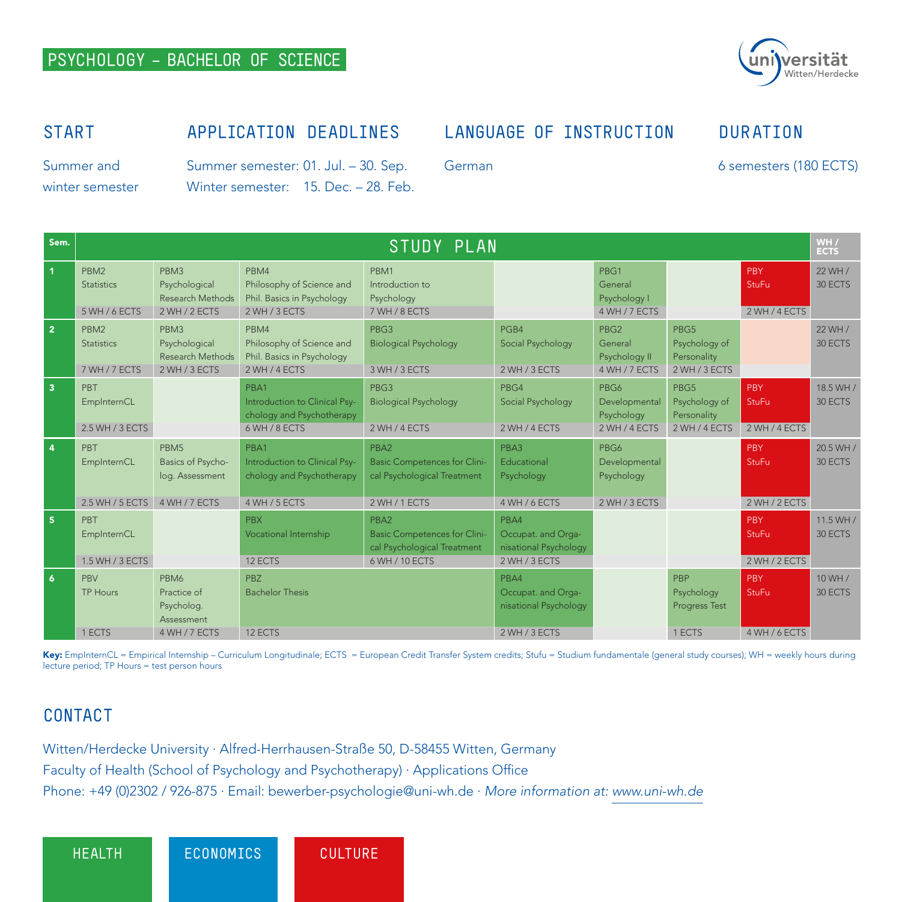# PSYCHOLOGY – BACHELOR OF SCIENCE

universität Witten/Herdecke

## START

Summer and winter semester

## APPLICATION DEADLINES

Summer semester: 01. Jul. – 30. Sep.
Winter semester: 15. Dec. – 28. Feb.

## LANGUAGE OF INSTRUCTION

German

## DURATION

6 semesters (180 ECTS)

| Sem. | STUDY PLAN | | | | | | | | WH / ECTS |
|---|---|---|---|---|---|---|---|---|---|
| 1 | PBM2 Statistics 5 WH / 6 ECTS | PBM3 Psychological Research Methods 2 WH / 2 ECTS | PBM4 Philosophy of Science and Phil. Basics in Psychology 2 WH / 3 ECTS | PBM1 Introduction to Psychology 7 WH / 8 ECTS | | PBG1 General Psychology I 4 WH / 7 ECTS | | PBY StuFu 2 WH / 4 ECTS | 22 WH / 30 ECTS |
| 2 | PBM2 Statistics 7 WH / 7 ECTS | PBM3 Psychological Research Methods 2 WH / 3 ECTS | PBM4 Philosophy of Science and Phil. Basics in Psychology 2 WH / 4 ECTS | PBG3 Biological Psychology 3 WH / 3 ECTS | PGB4 Social Psychology 2 WH / 3 ECTS | PBG2 General Psychology II 4 WH / 7 ECTS | PBG5 Psychology of Personality 2 WH / 3 ECTS | | 22 WH / 30 ECTS |
| 3 | PBT EmpInternCL 2.5 WH / 3 ECTS | | PBA1 Introduction to Clinical Psychology and Psychotherapy 6 WH / 8 ECTS | PBG3 Biological Psychology 2 WH / 4 ECTS | PBG4 Social Psychology 2 WH / 4 ECTS | PBG6 Developmental Psychology 2 WH / 4 ECTS | PBG5 Psychology of Personality 2 WH / 4 ECTS | PBY StuFu 2 WH / 4 ECTS | 18.5 WH / 30 ECTS |
| 4 | PBT EmpInternCL 2.5 WH / 5 ECTS | PBM5 Basics of Psycholog. Assessment 4 WH / 7 ECTS | PBA1 Introduction to Clinical Psychology and Psychotherapy 4 WH / 5 ECTS | PBA2 Basic Competences for Clinical Psychological Treatment 2 WH / 1 ECTS | PBA3 Educational Psychology 4 WH / 6 ECTS | PBG6 Developmental Psychology 2 WH / 3 ECTS | | PBY StuFu 2 WH / 2 ECTS | 20.5 WH / 30 ECTS |
| 5 | PBT EmpInternCL 1.5 WH / 3 ECTS | | PBX Vocational Internship 12 ECTS | PBA2 Basic Competences for Clinical Psychological Treatment 6 WH / 10 ECTS | PBA4 Occupat. and Organisational Psychology 2 WH / 3 ECTS | | | PBY StuFu 2 WH / 2 ECTS | 11.5 WH / 30 ECTS |
| 6 | PBV TP Hours 1 ECTS | PBM6 Practice of Psycholog. Assessment 4 WH / 7 ECTS | PBZ Bachelor Thesis 12 ECTS | | PBA4 Occupat. and Organisational Psychology 2 WH / 3 ECTS | | PBP Psychology Progress Test 1 ECTS | PBY StuFu 4 WH / 6 ECTS | 10 WH / 30 ECTS |

**Key:** EmpInternCL = Empirical Internship – Curriculum Longitudinale; ECTS = European Credit Transfer System credits; Stufu = Studium fundamentale (general study courses); WH = weekly hours during lecture period; TP Hours = test person hours

## CONTACT

Witten/Herdecke University · Alfred-Herrhausen-Straße 50, D-58455 Witten, Germany
Faculty of Health (School of Psychology and Psychotherapy) · Applications Office
Phone: +49 (0)2302 / 926-875 · Email: bewerber-psychologie@uni-wh.de · *More information at: www.uni-wh.de*

HEALTH | ECONOMICS | CULTURE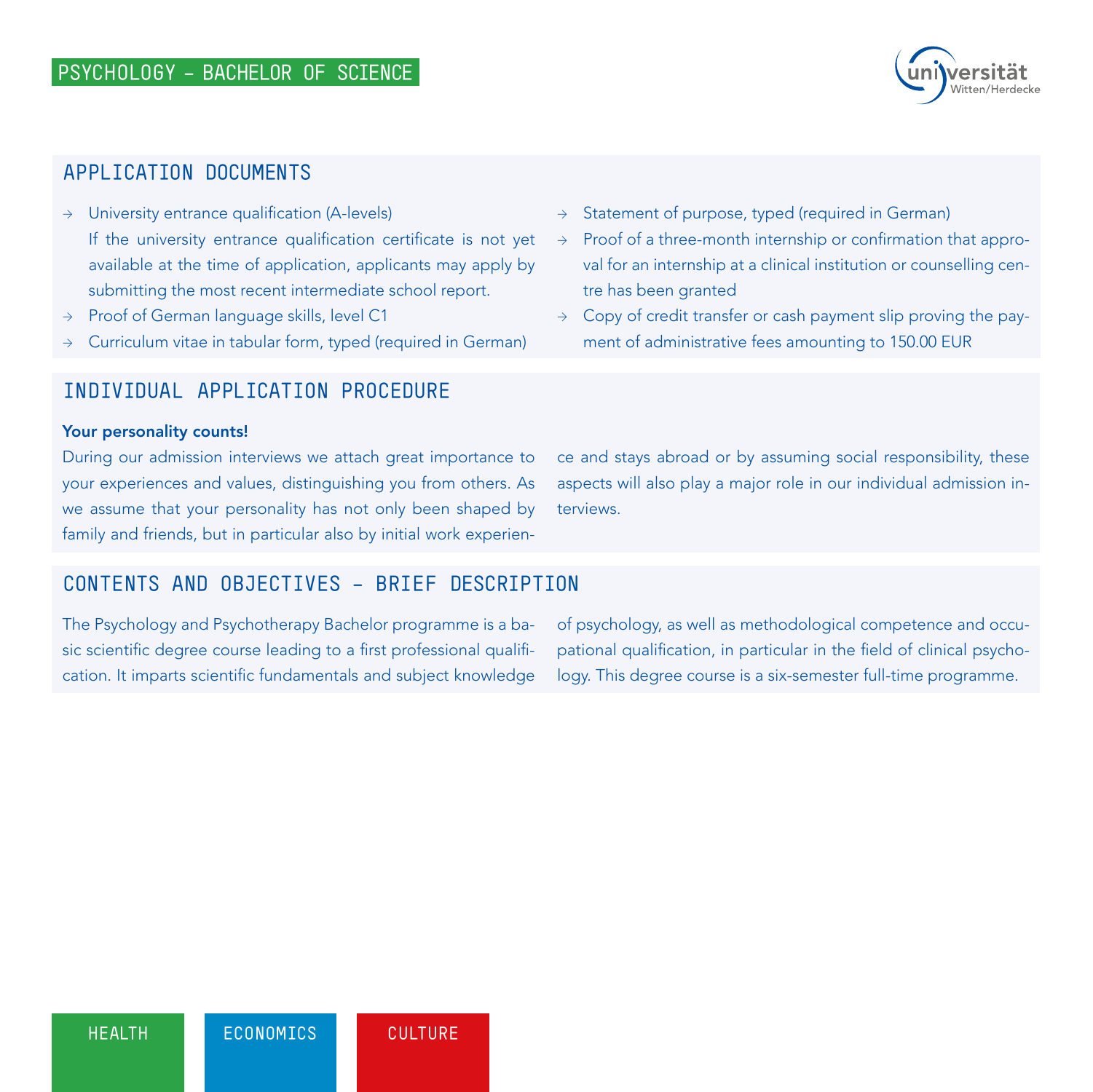# PSYCHOLOGY – BACHELOR OF SCIENCE

## APPLICATION DOCUMENTS

- University entrance qualification (A-levels)
  If the university entrance qualification certificate is not yet available at the time of application, applicants may apply by submitting the most recent intermediate school report.
- Proof of German language skills, level C1
- Curriculum vitae in tabular form, typed (required in German)
- Statement of purpose, typed (required in German)
- Proof of a three-month internship or confirmation that approval for an internship at a clinical institution or counselling centre has been granted
- Copy of credit transfer or cash payment slip proving the payment of administrative fees amounting to 150.00 EUR

## INDIVIDUAL APPLICATION PROCEDURE

**Your personality counts!**

During our admission interviews we attach great importance to your experiences and values, distinguishing you from others. As we assume that your personality has not only been shaped by family and friends, but in particular also by initial work experience and stays abroad or by assuming social responsibility, these aspects will also play a major role in our individual admission interviews.

## CONTENTS AND OBJECTIVES – BRIEF DESCRIPTION

The Psychology and Psychotherapy Bachelor programme is a basic scientific degree course leading to a first professional qualification. It imparts scientific fundamentals and subject knowledge of psychology, as well as methodological competence and occupational qualification, in particular in the field of clinical psychology. This degree course is a six-semester full-time programme.

HEALTH

ECONOMICS

CULTURE